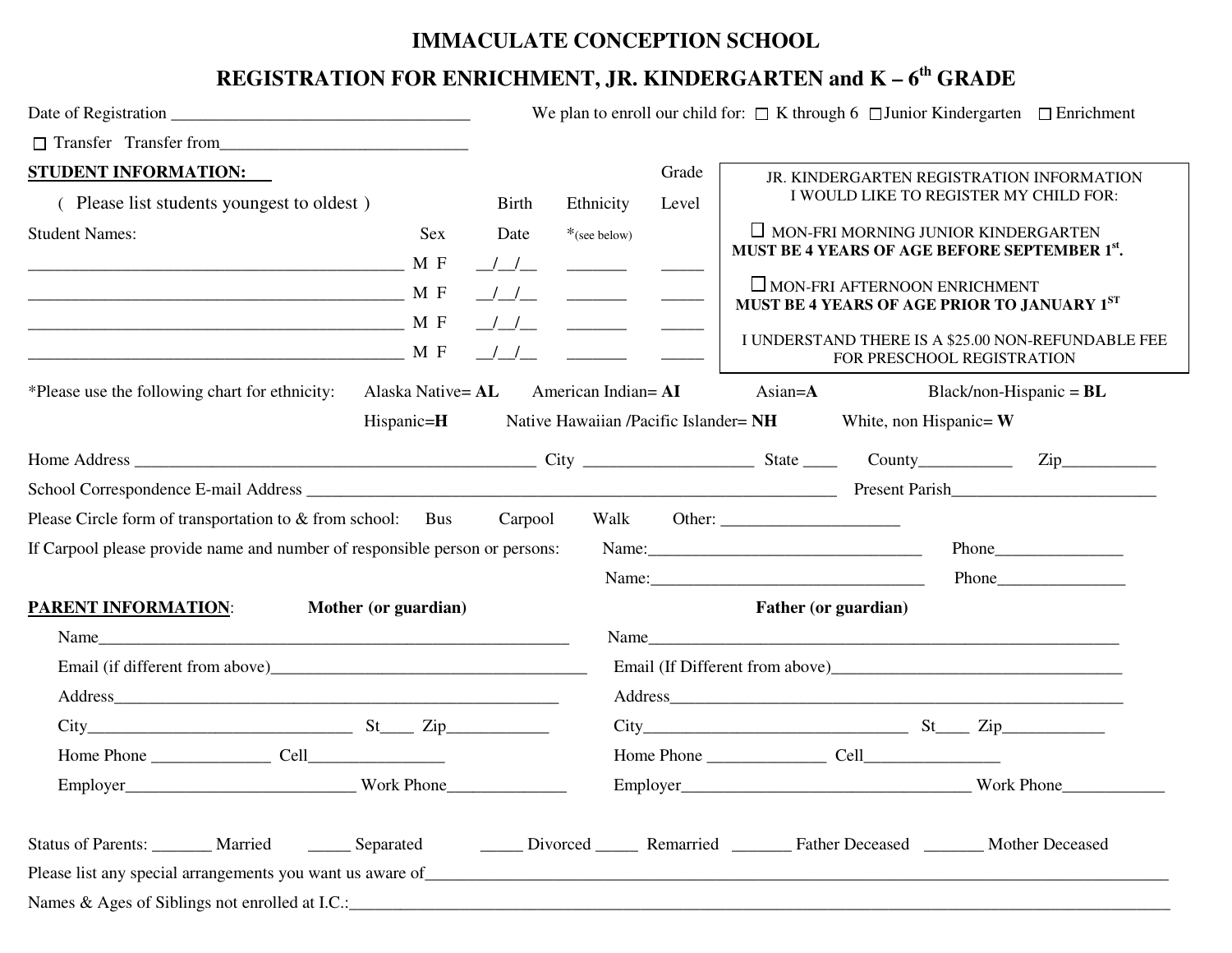# IMMACULATE CONCEPTION SCHOOL

## REGISTRATION FOR ENRICHMENT, JR. KINDERGARTEN and K – 6th GRADE

Date of Registration ___________________________________ We plan to enroll our child for: ☐ K through 6 ☐ Junior Kindergarten ☐ Enrichment

☐ Transfer Transfer from____________________________

**STUDENT INFORMATION:**

( Please list students youngest to oldest )

| Student Names: | Sex | Birth Date | Ethnicity *(see below) | Grade Level |
|---|---|---|---|---|
| ____________________________________________ | M F | __/__/__ | _______ | _____ |
| ____________________________________________ | M F | __/__/__ | _______ | _____ |
| ____________________________________________ | M F | __/__/__ | _______ | _____ |
| ____________________________________________ | M F | __/__/__ | _______ | _____ |

JR. KINDERGARTEN REGISTRATION INFORMATION
I WOULD LIKE TO REGISTER MY CHILD FOR:

☐ MON-FRI MORNING JUNIOR KINDERGARTEN
**MUST BE 4 YEARS OF AGE BEFORE SEPTEMBER 1st.**

☐ MON-FRI AFTERNOON ENRICHMENT
**MUST BE 4 YEARS OF AGE PRIOR TO JANUARY 1ST**

I UNDERSTAND THERE IS A $25.00 NON-REFUNDABLE FEE FOR PRESCHOOL REGISTRATION

*Please use the following chart for ethnicity: Alaska Native= **AL** American Indian= **AI** Asian=**A** Black/non-Hispanic = **BL** Hispanic=**H** Native Hawaiian /Pacific Islander= **NH** White, non Hispanic= **W**

Home Address _______________________________________________ City ___________________ State ____ County___________ Zip__________

School Correspondence E-mail Address ______________________________________________________________ Present Parish_______________________

Please Circle form of transportation to & from school: Bus Carpool Walk Other: ____________________

If Carpool please provide name and number of responsible person or persons: Name:_________________________________ Phone_______________

Name:_________________________________ Phone_______________

**PARENT INFORMATION**:

**Mother (or guardian)**

Name______________________________________________________

Email (if different from above)______________________________________

Address____________________________________________________

City_______________________________ St____ Zip____________

Home Phone ______________ Cell________________

Employer___________________________ Work Phone______________

**Father (or guardian)**

Name__________________________________________________________

Email (If Different from above)____________________________________

Address________________________________________________________

City_______________________________ St____ Zip____________

Home Phone ______________ Cell________________

Employer___________________________________ Work Phone____________

Status of Parents: _______ Married _____ Separated _____ Divorced _____ Remarried _______ Father Deceased _______ Mother Deceased

Please list any special arrangements you want us aware of_______________________________________________________________________________

Names & Ages of Siblings not enrolled at I.C.:_____________________________________________________________________________________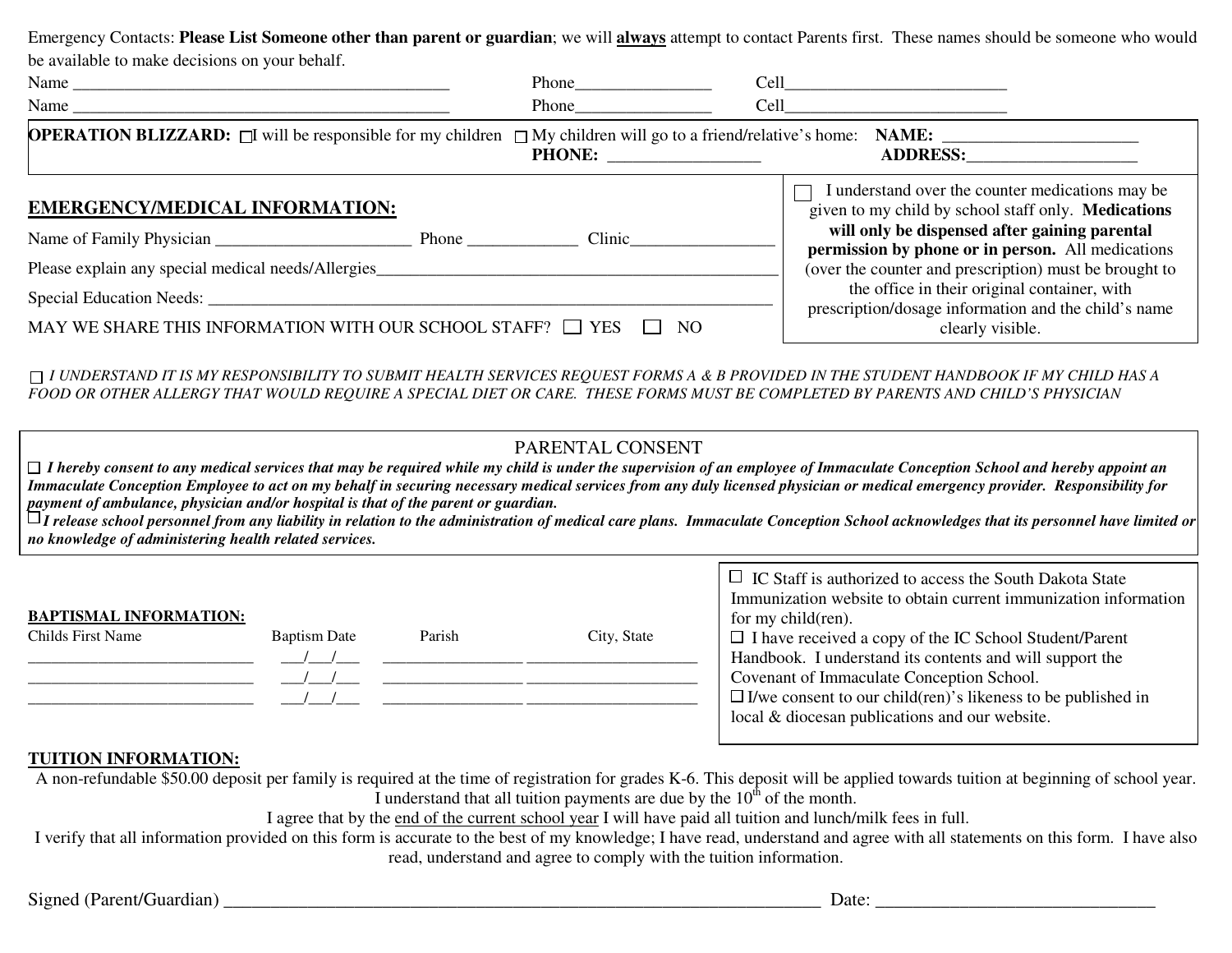Emergency Contacts: **Please List Someone other than parent or guardian**; we will **always** attempt to contact Parents first. These names should be someone who would be available to make decisions on your behalf.

Name _____________________________________________ Phone________________ Cell__________________________

Name _____________________________________________ Phone________________ Cell__________________________

**OPERATION BLIZZARD:** ☐ I will be responsible for my children ☐ My children will go to a friend/relative's home: **NAME:** _______________________ **PHONE:** _________________ **ADDRESS:**___________________

## EMERGENCY/MEDICAL INFORMATION:

Name of Family Physician _______________________ Phone _____________ Clinic_________________

Please explain any special medical needs/Allergies__________________________________________________

Special Education Needs: ____________________________________________________________________

MAY WE SHARE THIS INFORMATION WITH OUR SCHOOL STAFF? ☐ YES ☐ NO

☐ I understand over the counter medications may be given to my child by school staff only. **Medications will only be dispensed after gaining parental permission by phone or in person.** All medications (over the counter and prescription) must be brought to the office in their original container, with prescription/dosage information and the child's name clearly visible.

☐ *I UNDERSTAND IT IS MY RESPONSIBILITY TO SUBMIT HEALTH SERVICES REQUEST FORMS A & B PROVIDED IN THE STUDENT HANDBOOK IF MY CHILD HAS A FOOD OR OTHER ALLERGY THAT WOULD REQUIRE A SPECIAL DIET OR CARE. THESE FORMS MUST BE COMPLETED BY PARENTS AND CHILD'S PHYSICIAN*

PARENTAL CONSENT

☐ ***I hereby consent to any medical services that may be required while my child is under the supervision of an employee of Immaculate Conception School and hereby appoint an Immaculate Conception Employee to act on my behalf in securing necessary medical services from any duly licensed physician or medical emergency provider. Responsibility for payment of ambulance, physician and/or hospital is that of the parent or guardian.***

☐ ***I release school personnel from any liability in relation to the administration of medical care plans. Immaculate Conception School acknowledges that its personnel have limited or no knowledge of administering health related services.***

**BAPTISMAL INFORMATION:**

| Childs First Name | Baptism Date | Parish | City, State |
|---|---|---|---|
| ___________________________ | ___/___/___ | _________________ | _____________________ |
| ___________________________ | ___/___/___ | _________________ | _____________________ |
| ___________________________ | ___/___/___ | _________________ | _____________________ |

☐ IC Staff is authorized to access the South Dakota State Immunization website to obtain current immunization information for my child(ren).

☐ I have received a copy of the IC School Student/Parent Handbook. I understand its contents and will support the Covenant of Immaculate Conception School.

☐ I/we consent to our child(ren)'s likeness to be published in local & diocesan publications and our website.

**TUITION INFORMATION:**

A non-refundable $50.00 deposit per family is required at the time of registration for grades K-6. This deposit will be applied towards tuition at beginning of school year.

I understand that all tuition payments are due by the 10th of the month.

I agree that by the end of the current school year I will have paid all tuition and lunch/milk fees in full.

I verify that all information provided on this form is accurate to the best of my knowledge; I have read, understand and agree with all statements on this form. I have also read, understand and agree to comply with the tuition information.

Signed (Parent/Guardian) _____________________________________________________________________ Date: ______________________________